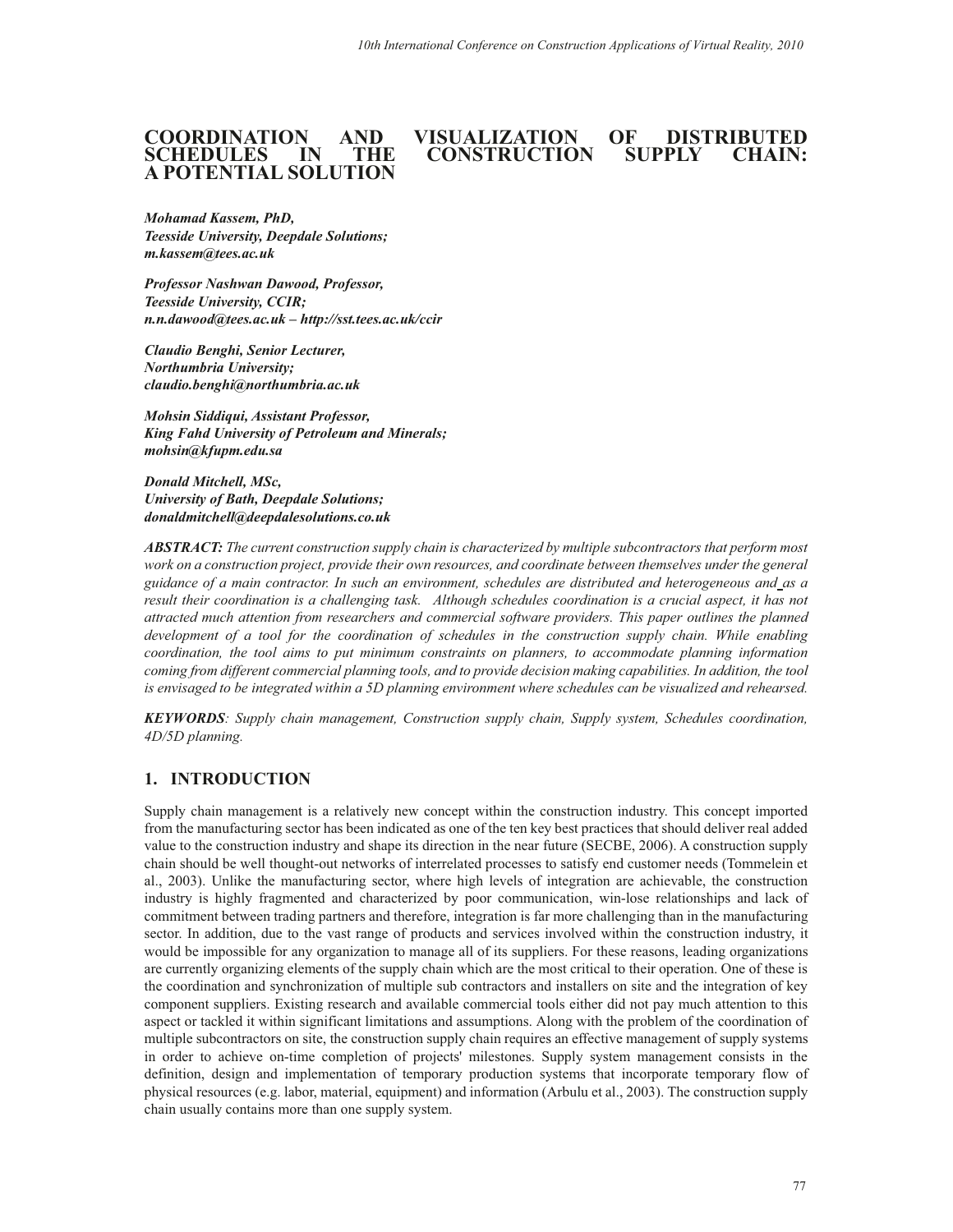# COORDINATION AND VISUALIZATION OF DISTRIBUTED SCHEDULES IN THE CONSTRUCTION SUPPLY CHAIN: A POTENTIAL SOLUTION

***Mohamad Kassem, PhD,***
***Teesside University, Deepdale Solutions;***
***m.kassem@tees.ac.uk***

***Professor Nashwan Dawood, Professor,***
***Teesside University, CCIR;***
***n.n.dawood@tees.ac.uk – http://sst.tees.ac.uk/ccir***

***Claudio Benghi, Senior Lecturer,***
***Northumbria University;***
***claudio.benghi@northumbria.ac.uk***

***Mohsin Siddiqui, Assistant Professor,***
***King Fahd University of Petroleum and Minerals;***
***mohsin@kfupm.edu.sa***

***Donald Mitchell, MSc,***
***University of Bath, Deepdale Solutions;***
***donaldmitchell@deepdalesolutions.co.uk***

***ABSTRACT:*** *The current construction supply chain is characterized by multiple subcontractors that perform most work on a construction project, provide their own resources, and coordinate between themselves under the general guidance of a main contractor. In such an environment, schedules are distributed and heterogeneous and as a result their coordination is a challenging task. Although schedules coordination is a crucial aspect, it has not attracted much attention from researchers and commercial software providers. This paper outlines the planned development of a tool for the coordination of schedules in the construction supply chain. While enabling coordination, the tool aims to put minimum constraints on planners, to accommodate planning information coming from different commercial planning tools, and to provide decision making capabilities. In addition, the tool is envisaged to be integrated within a 5D planning environment where schedules can be visualized and rehearsed.*

***KEYWORDS****: Supply chain management, Construction supply chain, Supply system, Schedules coordination, 4D/5D planning.*

## 1. INTRODUCTION

Supply chain management is a relatively new concept within the construction industry. This concept imported from the manufacturing sector has been indicated as one of the ten key best practices that should deliver real added value to the construction industry and shape its direction in the near future (SECBE, 2006). A construction supply chain should be well thought-out networks of interrelated processes to satisfy end customer needs (Tommelein et al., 2003). Unlike the manufacturing sector, where high levels of integration are achievable, the construction industry is highly fragmented and characterized by poor communication, win-lose relationships and lack of commitment between trading partners and therefore, integration is far more challenging than in the manufacturing sector. In addition, due to the vast range of products and services involved within the construction industry, it would be impossible for any organization to manage all of its suppliers. For these reasons, leading organizations are currently organizing elements of the supply chain which are the most critical to their operation. One of these is the coordination and synchronization of multiple sub contractors and installers on site and the integration of key component suppliers. Existing research and available commercial tools either did not pay much attention to this aspect or tackled it within significant limitations and assumptions. Along with the problem of the coordination of multiple subcontractors on site, the construction supply chain requires an effective management of supply systems in order to achieve on-time completion of projects' milestones. Supply system management consists in the definition, design and implementation of temporary production systems that incorporate temporary flow of physical resources (e.g. labor, material, equipment) and information (Arbulu et al., 2003). The construction supply chain usually contains more than one supply system.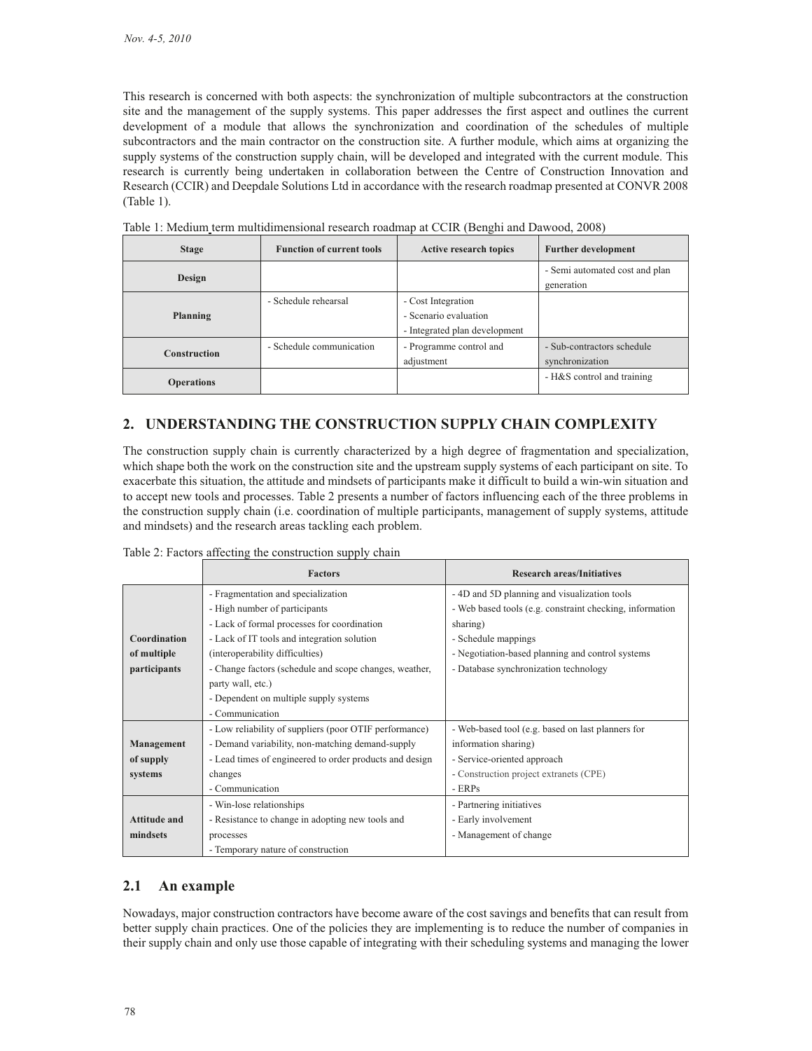This research is concerned with both aspects: the synchronization of multiple subcontractors at the construction site and the management of the supply systems. This paper addresses the first aspect and outlines the current development of a module that allows the synchronization and coordination of the schedules of multiple subcontractors and the main contractor on the construction site. A further module, which aims at organizing the supply systems of the construction supply chain, will be developed and integrated with the current module. This research is currently being undertaken in collaboration between the Centre of Construction Innovation and Research (CCIR) and Deepdale Solutions Ltd in accordance with the research roadmap presented at CONVR 2008 (Table 1).

Table 1: Medium term multidimensional research roadmap at CCIR (Benghi and Dawood, 2008)

| Stage | Function of current tools | Active research topics | Further development |
|---|---|---|---|
| **Design** | | | - Semi automated cost and plan generation |
| **Planning** | - Schedule rehearsal | - Cost Integration<br>- Scenario evaluation<br>- Integrated plan development | |
| **Construction** | - Schedule communication | - Programme control and adjustment | - Sub-contractors schedule synchronization |
| **Operations** | | | - H&S control and training |

## 2. UNDERSTANDING THE CONSTRUCTION SUPPLY CHAIN COMPLEXITY

The construction supply chain is currently characterized by a high degree of fragmentation and specialization, which shape both the work on the construction site and the upstream supply systems of each participant on site. To exacerbate this situation, the attitude and mindsets of participants make it difficult to build a win-win situation and to accept new tools and processes. Table 2 presents a number of factors influencing each of the three problems in the construction supply chain (i.e. coordination of multiple participants, management of supply systems, attitude and mindsets) and the research areas tackling each problem.

Table 2: Factors affecting the construction supply chain

| | Factors | Research areas/Initiatives |
|---|---|---|
| **Coordination of multiple participants** | - Fragmentation and specialization<br>- High number of participants<br>- Lack of formal processes for coordination<br>- Lack of IT tools and integration solution (interoperability difficulties)<br>- Change factors (schedule and scope changes, weather, party wall, etc.)<br>- Dependent on multiple supply systems<br>- Communication | - 4D and 5D planning and visualization tools<br>- Web based tools (e.g. constraint checking, information sharing)<br>- Schedule mappings<br>- Negotiation-based planning and control systems<br>- Database synchronization technology |
| **Management of supply systems** | - Low reliability of suppliers (poor OTIF performance)<br>- Demand variability, non-matching demand-supply<br>- Lead times of engineered to order products and design changes<br>- Communication | - Web-based tool (e.g. based on last planners for information sharing)<br>- Service-oriented approach<br>- Construction project extranets (CPE)<br>- ERPs |
| **Attitude and mindsets** | - Win-lose relationships<br>- Resistance to change in adopting new tools and processes<br>- Temporary nature of construction | - Partnering initiatives<br>- Early involvement<br>- Management of change |

### 2.1 An example

Nowadays, major construction contractors have become aware of the cost savings and benefits that can result from better supply chain practices. One of the policies they are implementing is to reduce the number of companies in their supply chain and only use those capable of integrating with their scheduling systems and managing the lower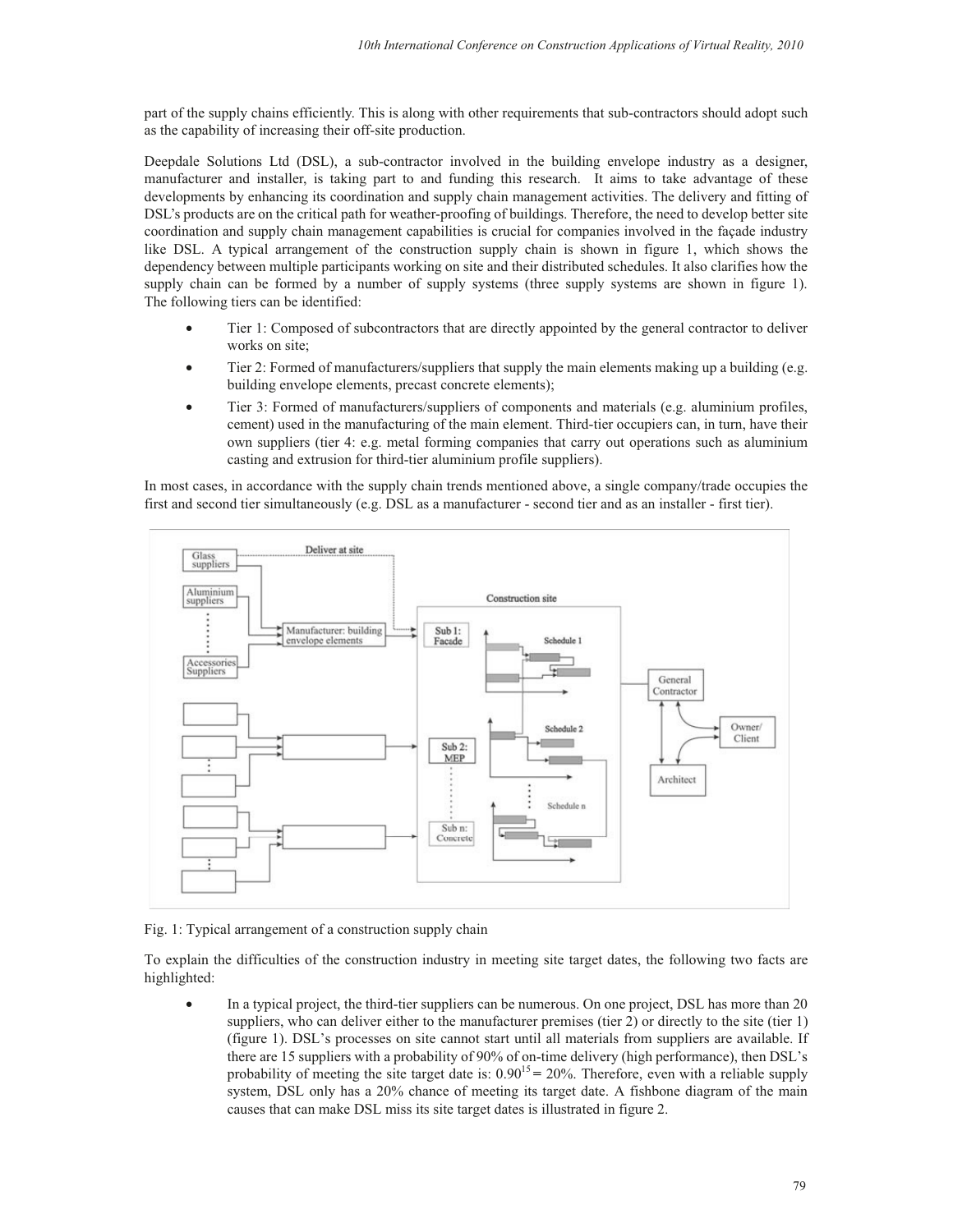part of the supply chains efficiently. This is along with other requirements that sub-contractors should adopt such as the capability of increasing their off-site production.

Deepdale Solutions Ltd (DSL), a sub-contractor involved in the building envelope industry as a designer, manufacturer and installer, is taking part to and funding this research. It aims to take advantage of these developments by enhancing its coordination and supply chain management activities. The delivery and fitting of DSL's products are on the critical path for weather-proofing of buildings. Therefore, the need to develop better site coordination and supply chain management capabilities is crucial for companies involved in the façade industry like DSL. A typical arrangement of the construction supply chain is shown in figure 1, which shows the dependency between multiple participants working on site and their distributed schedules. It also clarifies how the supply chain can be formed by a number of supply systems (three supply systems are shown in figure 1). The following tiers can be identified:

- Tier 1: Composed of subcontractors that are directly appointed by the general contractor to deliver works on site;
- Tier 2: Formed of manufacturers/suppliers that supply the main elements making up a building (e.g. building envelope elements, precast concrete elements);
- Tier 3: Formed of manufacturers/suppliers of components and materials (e.g. aluminium profiles, cement) used in the manufacturing of the main element. Third-tier occupiers can, in turn, have their own suppliers (tier 4: e.g. metal forming companies that carry out operations such as aluminium casting and extrusion for third-tier aluminium profile suppliers).

In most cases, in accordance with the supply chain trends mentioned above, a single company/trade occupies the first and second tier simultaneously (e.g. DSL as a manufacturer - second tier and as an installer - first tier).

Fig. 1: Typical arrangement of a construction supply chain

To explain the difficulties of the construction industry in meeting site target dates, the following two facts are highlighted:

- In a typical project, the third-tier suppliers can be numerous. On one project, DSL has more than 20 suppliers, who can deliver either to the manufacturer premises (tier 2) or directly to the site (tier 1) (figure 1). DSL's processes on site cannot start until all materials from suppliers are available. If there are 15 suppliers with a probability of 90% of on-time delivery (high performance), then DSL's probability of meeting the site target date is: $0.90^{15} = 20\%$. Therefore, even with a reliable supply system, DSL only has a 20% chance of meeting its target date. A fishbone diagram of the main causes that can make DSL miss its site target dates is illustrated in figure 2.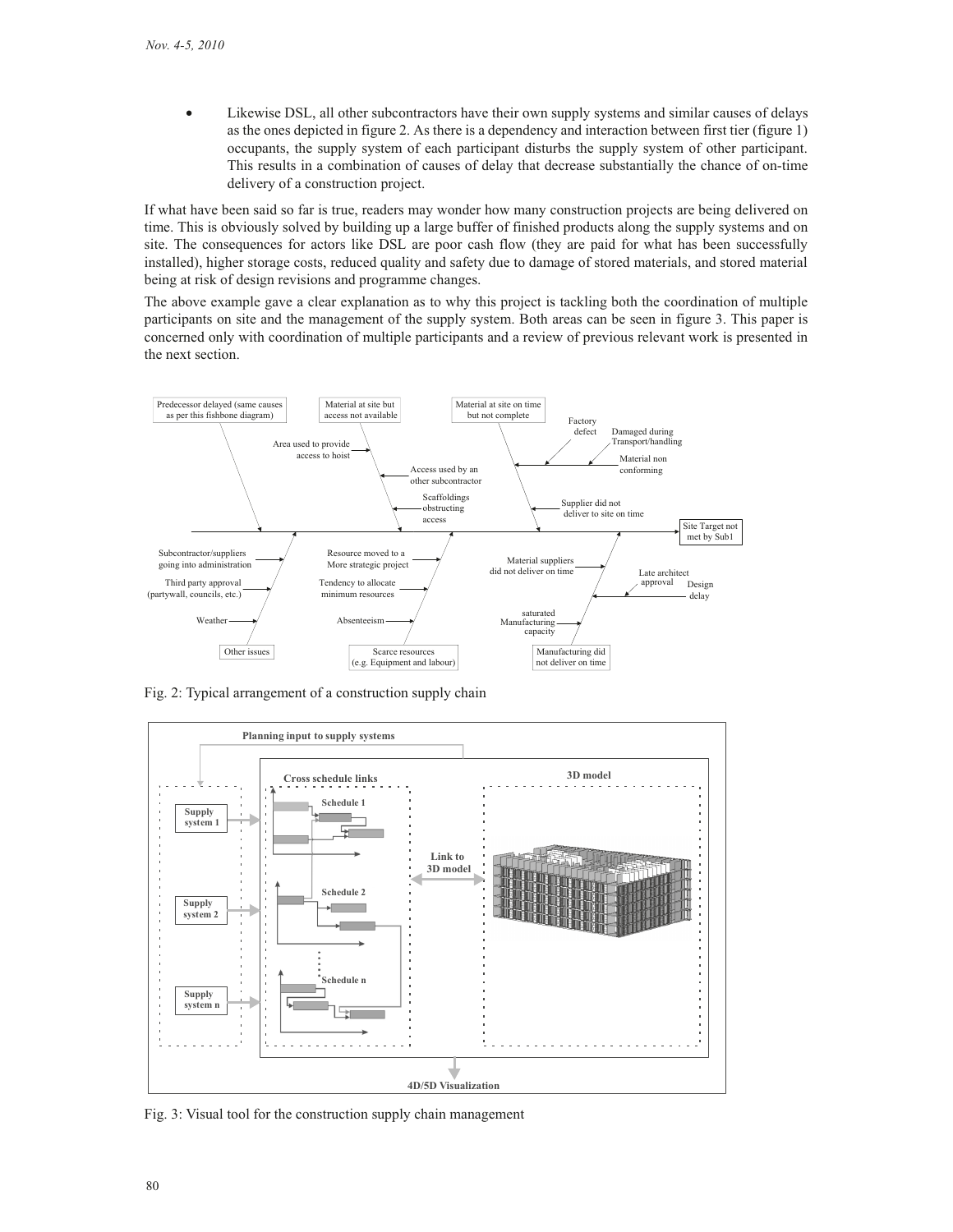- Likewise DSL, all other subcontractors have their own supply systems and similar causes of delays as the ones depicted in figure 2. As there is a dependency and interaction between first tier (figure 1) occupants, the supply system of each participant disturbs the supply system of other participant. This results in a combination of causes of delay that decrease substantially the chance of on-time delivery of a construction project.

If what have been said so far is true, readers may wonder how many construction projects are being delivered on time. This is obviously solved by building up a large buffer of finished products along the supply systems and on site. The consequences for actors like DSL are poor cash flow (they are paid for what has been successfully installed), higher storage costs, reduced quality and safety due to damage of stored materials, and stored material being at risk of design revisions and programme changes.

The above example gave a clear explanation as to why this project is tackling both the coordination of multiple participants on site and the management of the supply system. Both areas can be seen in figure 3. This paper is concerned only with coordination of multiple participants and a review of previous relevant work is presented in the next section.

Fig. 2: Typical arrangement of a construction supply chain

Fig. 3: Visual tool for the construction supply chain management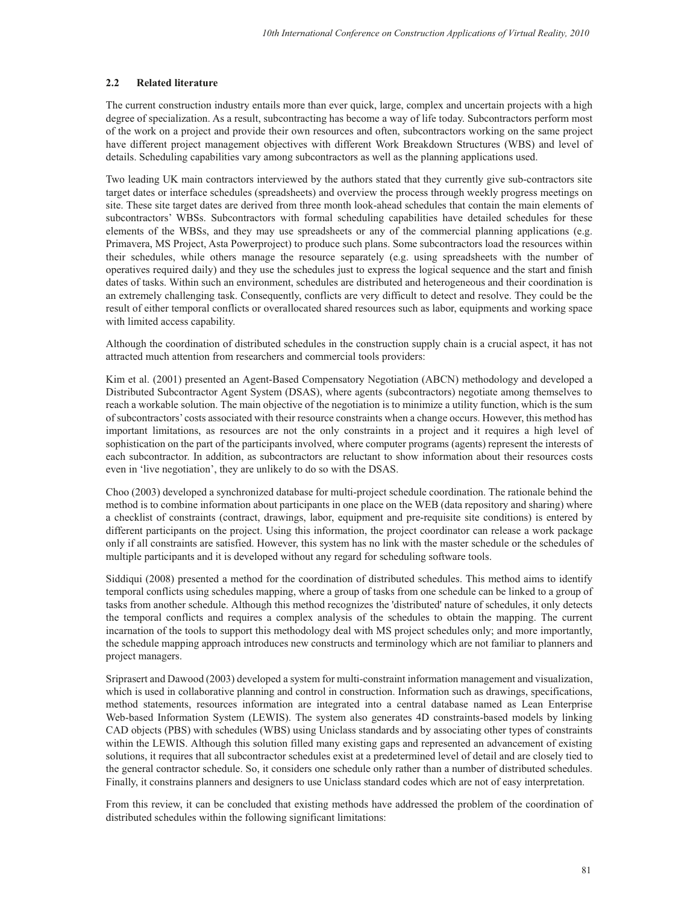### 2.2 Related literature

The current construction industry entails more than ever quick, large, complex and uncertain projects with a high degree of specialization. As a result, subcontracting has become a way of life today. Subcontractors perform most of the work on a project and provide their own resources and often, subcontractors working on the same project have different project management objectives with different Work Breakdown Structures (WBS) and level of details. Scheduling capabilities vary among subcontractors as well as the planning applications used.

Two leading UK main contractors interviewed by the authors stated that they currently give sub-contractors site target dates or interface schedules (spreadsheets) and overview the process through weekly progress meetings on site. These site target dates are derived from three month look-ahead schedules that contain the main elements of subcontractors' WBSs. Subcontractors with formal scheduling capabilities have detailed schedules for these elements of the WBSs, and they may use spreadsheets or any of the commercial planning applications (e.g. Primavera, MS Project, Asta Powerproject) to produce such plans. Some subcontractors load the resources within their schedules, while others manage the resource separately (e.g. using spreadsheets with the number of operatives required daily) and they use the schedules just to express the logical sequence and the start and finish dates of tasks. Within such an environment, schedules are distributed and heterogeneous and their coordination is an extremely challenging task. Consequently, conflicts are very difficult to detect and resolve. They could be the result of either temporal conflicts or overallocated shared resources such as labor, equipments and working space with limited access capability.

Although the coordination of distributed schedules in the construction supply chain is a crucial aspect, it has not attracted much attention from researchers and commercial tools providers:

Kim et al. (2001) presented an Agent-Based Compensatory Negotiation (ABCN) methodology and developed a Distributed Subcontractor Agent System (DSAS), where agents (subcontractors) negotiate among themselves to reach a workable solution. The main objective of the negotiation is to minimize a utility function, which is the sum of subcontractors' costs associated with their resource constraints when a change occurs. However, this method has important limitations, as resources are not the only constraints in a project and it requires a high level of sophistication on the part of the participants involved, where computer programs (agents) represent the interests of each subcontractor. In addition, as subcontractors are reluctant to show information about their resources costs even in 'live negotiation', they are unlikely to do so with the DSAS.

Choo (2003) developed a synchronized database for multi-project schedule coordination. The rationale behind the method is to combine information about participants in one place on the WEB (data repository and sharing) where a checklist of constraints (contract, drawings, labor, equipment and pre-requisite site conditions) is entered by different participants on the project. Using this information, the project coordinator can release a work package only if all constraints are satisfied. However, this system has no link with the master schedule or the schedules of multiple participants and it is developed without any regard for scheduling software tools.

Siddiqui (2008) presented a method for the coordination of distributed schedules. This method aims to identify temporal conflicts using schedules mapping, where a group of tasks from one schedule can be linked to a group of tasks from another schedule. Although this method recognizes the 'distributed' nature of schedules, it only detects the temporal conflicts and requires a complex analysis of the schedules to obtain the mapping. The current incarnation of the tools to support this methodology deal with MS project schedules only; and more importantly, the schedule mapping approach introduces new constructs and terminology which are not familiar to planners and project managers.

Sriprasert and Dawood (2003) developed a system for multi-constraint information management and visualization, which is used in collaborative planning and control in construction. Information such as drawings, specifications, method statements, resources information are integrated into a central database named as Lean Enterprise Web-based Information System (LEWIS). The system also generates 4D constraints-based models by linking CAD objects (PBS) with schedules (WBS) using Uniclass standards and by associating other types of constraints within the LEWIS. Although this solution filled many existing gaps and represented an advancement of existing solutions, it requires that all subcontractor schedules exist at a predetermined level of detail and are closely tied to the general contractor schedule. So, it considers one schedule only rather than a number of distributed schedules. Finally, it constrains planners and designers to use Uniclass standard codes which are not of easy interpretation.

From this review, it can be concluded that existing methods have addressed the problem of the coordination of distributed schedules within the following significant limitations: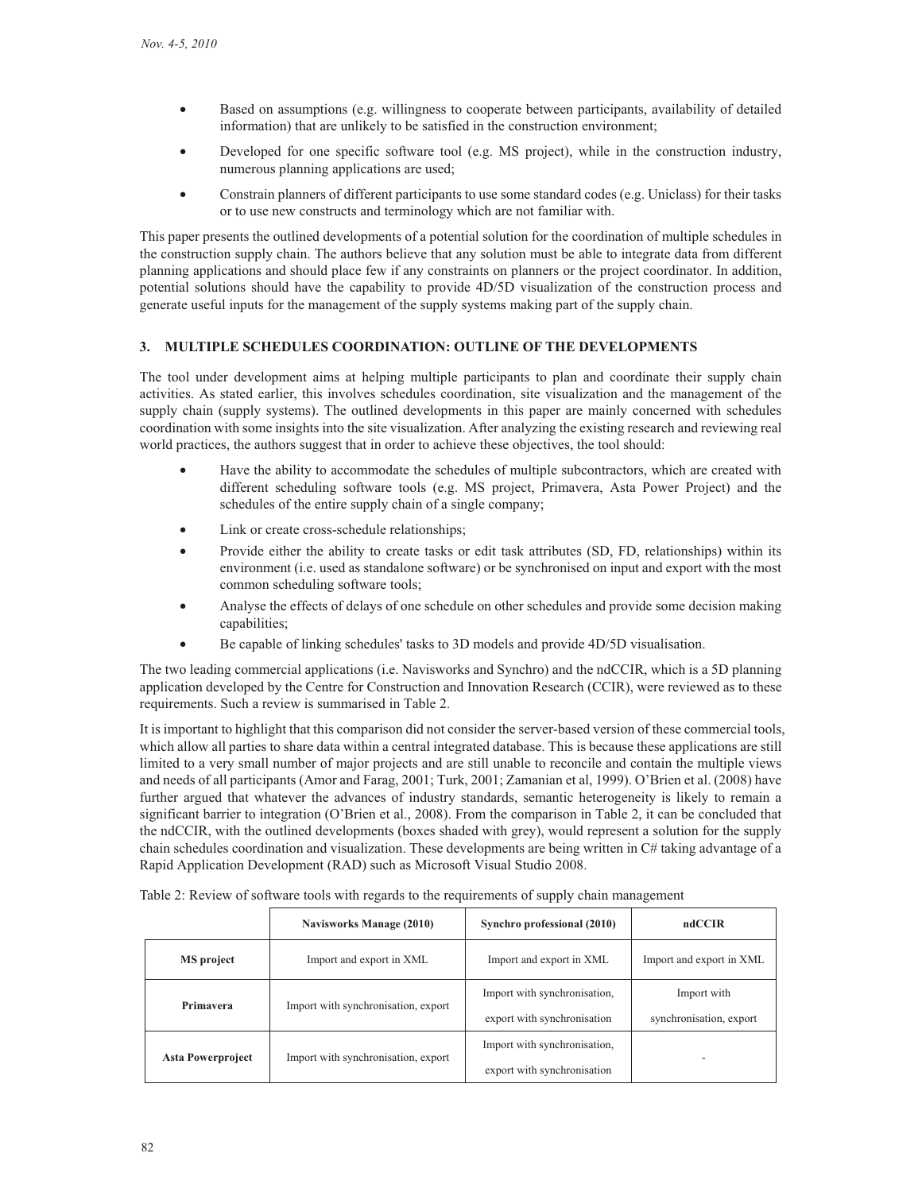- Based on assumptions (e.g. willingness to cooperate between participants, availability of detailed information) that are unlikely to be satisfied in the construction environment;
- Developed for one specific software tool (e.g. MS project), while in the construction industry, numerous planning applications are used;
- Constrain planners of different participants to use some standard codes (e.g. Uniclass) for their tasks or to use new constructs and terminology which are not familiar with.

This paper presents the outlined developments of a potential solution for the coordination of multiple schedules in the construction supply chain. The authors believe that any solution must be able to integrate data from different planning applications and should place few if any constraints on planners or the project coordinator. In addition, potential solutions should have the capability to provide 4D/5D visualization of the construction process and generate useful inputs for the management of the supply systems making part of the supply chain.

## 3. MULTIPLE SCHEDULES COORDINATION: OUTLINE OF THE DEVELOPMENTS

The tool under development aims at helping multiple participants to plan and coordinate their supply chain activities. As stated earlier, this involves schedules coordination, site visualization and the management of the supply chain (supply systems). The outlined developments in this paper are mainly concerned with schedules coordination with some insights into the site visualization. After analyzing the existing research and reviewing real world practices, the authors suggest that in order to achieve these objectives, the tool should:

- Have the ability to accommodate the schedules of multiple subcontractors, which are created with different scheduling software tools (e.g. MS project, Primavera, Asta Power Project) and the schedules of the entire supply chain of a single company;
- Link or create cross-schedule relationships;
- Provide either the ability to create tasks or edit task attributes (SD, FD, relationships) within its environment (i.e. used as standalone software) or be synchronised on input and export with the most common scheduling software tools;
- Analyse the effects of delays of one schedule on other schedules and provide some decision making capabilities;
- Be capable of linking schedules' tasks to 3D models and provide 4D/5D visualisation.

The two leading commercial applications (i.e. Navisworks and Synchro) and the ndCCIR, which is a 5D planning application developed by the Centre for Construction and Innovation Research (CCIR), were reviewed as to these requirements. Such a review is summarised in Table 2.

It is important to highlight that this comparison did not consider the server-based version of these commercial tools, which allow all parties to share data within a central integrated database. This is because these applications are still limited to a very small number of major projects and are still unable to reconcile and contain the multiple views and needs of all participants (Amor and Farag, 2001; Turk, 2001; Zamanian et al, 1999). O'Brien et al. (2008) have further argued that whatever the advances of industry standards, semantic heterogeneity is likely to remain a significant barrier to integration (O'Brien et al., 2008). From the comparison in Table 2, it can be concluded that the ndCCIR, with the outlined developments (boxes shaded with grey), would represent a solution for the supply chain schedules coordination and visualization. These developments are being written in C# taking advantage of a Rapid Application Development (RAD) such as Microsoft Visual Studio 2008.

Table 2: Review of software tools with regards to the requirements of supply chain management

| | Navisworks Manage (2010) | Synchro professional (2010) | ndCCIR |
|---|---|---|---|
| **MS project** | Import and export in XML | Import and export in XML | Import and export in XML |
| **Primavera** | Import with synchronisation, export | Import with synchronisation, export with synchronisation | Import with synchronisation, export |
| **Asta Powerproject** | Import with synchronisation, export | Import with synchronisation, export with synchronisation | - |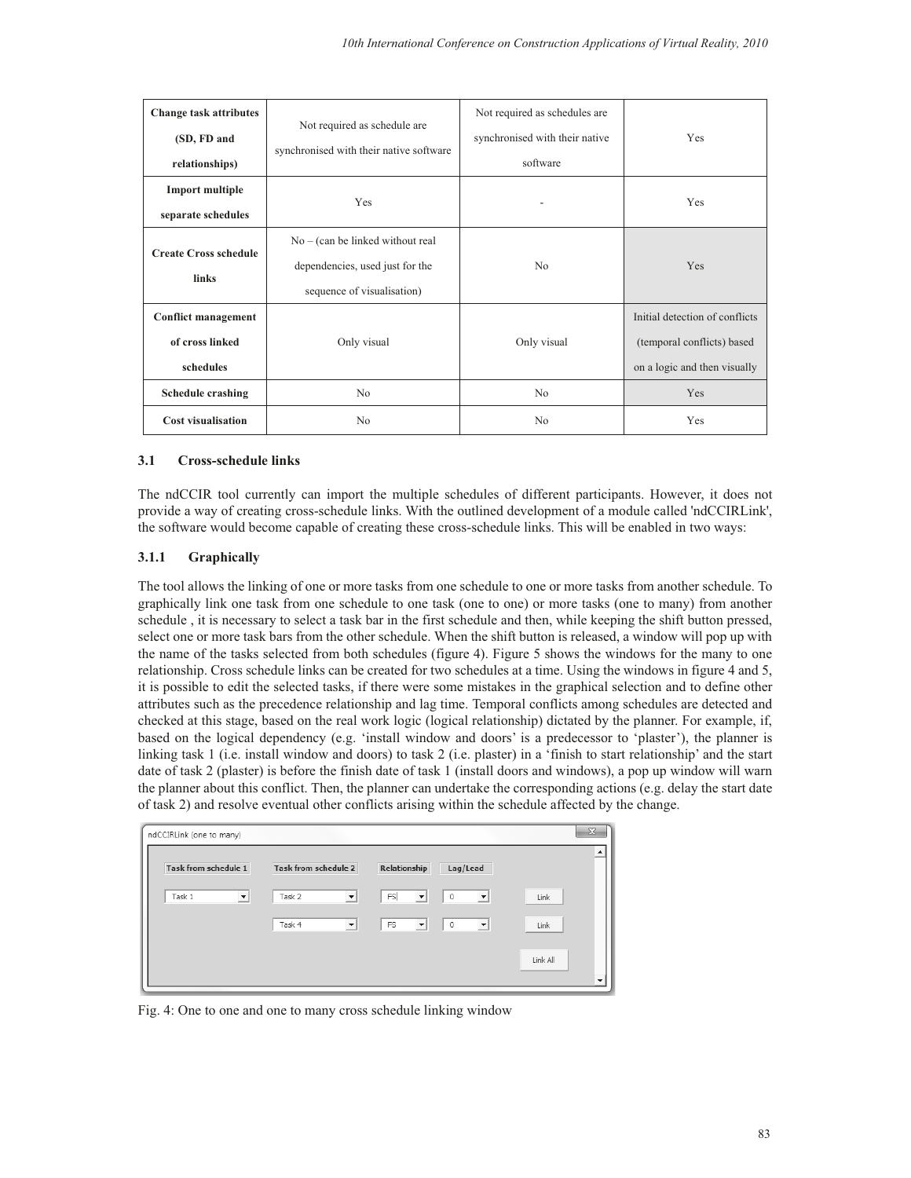| Change task attributes (SD, FD and relationships) | Not required as schedule are synchronised with their native software | Not required as schedules are synchronised with their native software | Yes |
|---|---|---|---|
| Import multiple separate schedules | Yes | - | Yes |
| Create Cross schedule links | No – (can be linked without real dependencies, used just for the sequence of visualisation) | No | Yes |
| Conflict management of cross linked schedules | Only visual | Only visual | Initial detection of conflicts (temporal conflicts) based on a logic and then visually |
| Schedule crashing | No | No | Yes |
| Cost visualisation | No | No | Yes |

### 3.1 Cross-schedule links

The ndCCIR tool currently can import the multiple schedules of different participants. However, it does not provide a way of creating cross-schedule links. With the outlined development of a module called 'ndCCIRLink', the software would become capable of creating these cross-schedule links. This will be enabled in two ways:

#### 3.1.1 Graphically

The tool allows the linking of one or more tasks from one schedule to one or more tasks from another schedule. To graphically link one task from one schedule to one task (one to one) or more tasks (one to many) from another schedule , it is necessary to select a task bar in the first schedule and then, while keeping the shift button pressed, select one or more task bars from the other schedule. When the shift button is released, a window will pop up with the name of the tasks selected from both schedules (figure 4). Figure 5 shows the windows for the many to one relationship. Cross schedule links can be created for two schedules at a time. Using the windows in figure 4 and 5, it is possible to edit the selected tasks, if there were some mistakes in the graphical selection and to define other attributes such as the precedence relationship and lag time. Temporal conflicts among schedules are detected and checked at this stage, based on the real work logic (logical relationship) dictated by the planner. For example, if, based on the logical dependency (e.g. 'install window and doors' is a predecessor to 'plaster'), the planner is linking task 1 (i.e. install window and doors) to task 2 (i.e. plaster) in a 'finish to start relationship' and the start date of task 2 (plaster) is before the finish date of task 1 (install doors and windows), a pop up window will warn the planner about this conflict. Then, the planner can undertake the corresponding actions (e.g. delay the start date of task 2) and resolve eventual other conflicts arising within the schedule affected by the change.

Fig. 4: One to one and one to many cross schedule linking window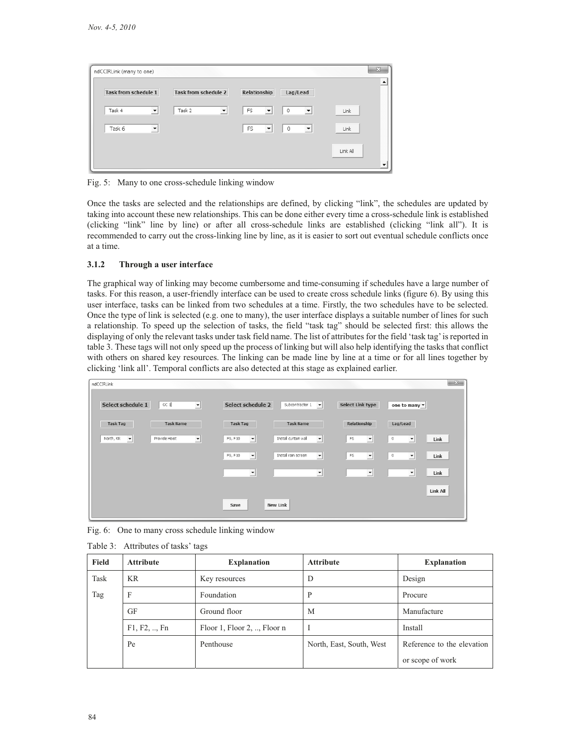Fig. 5: Many to one cross-schedule linking window

Once the tasks are selected and the relationships are defined, by clicking "link", the schedules are updated by taking into account these new relationships. This can be done either every time a cross-schedule link is established (clicking "link" line by line) or after all cross-schedule links are established (clicking "link all"). It is recommended to carry out the cross-linking line by line, as it is easier to sort out eventual schedule conflicts once at a time.

### 3.1.2 Through a user interface

The graphical way of linking may become cumbersome and time-consuming if schedules have a large number of tasks. For this reason, a user-friendly interface can be used to create cross schedule links (figure 6). By using this user interface, tasks can be linked from two schedules at a time. Firstly, the two schedules have to be selected. Once the type of link is selected (e.g. one to many), the user interface displays a suitable number of lines for such a relationship. To speed up the selection of tasks, the field "task tag" should be selected first: this allows the displaying of only the relevant tasks under task field name. The list of attributes for the field 'task tag' is reported in table 3. These tags will not only speed up the process of linking but will also help identifying the tasks that conflict with others on shared key resources. The linking can be made line by line at a time or for all lines together by clicking 'link all'. Temporal conflicts are also detected at this stage as explained earlier.

Fig. 6: One to many cross schedule linking window

Table 3: Attributes of tasks' tags

| Field | Attribute | Explanation | Attribute | Explanation |
|---|---|---|---|---|
| Task Tag | KR | Key resources | D | Design |
| | F | Foundation | P | Procure |
| | GF | Ground floor | M | Manufacture |
| | F1, F2, .., Fn | Floor 1, Floor 2, .., Floor n | I | Install |
| | Pe | Penthouse | North, East, South, West | Reference to the elevation or scope of work |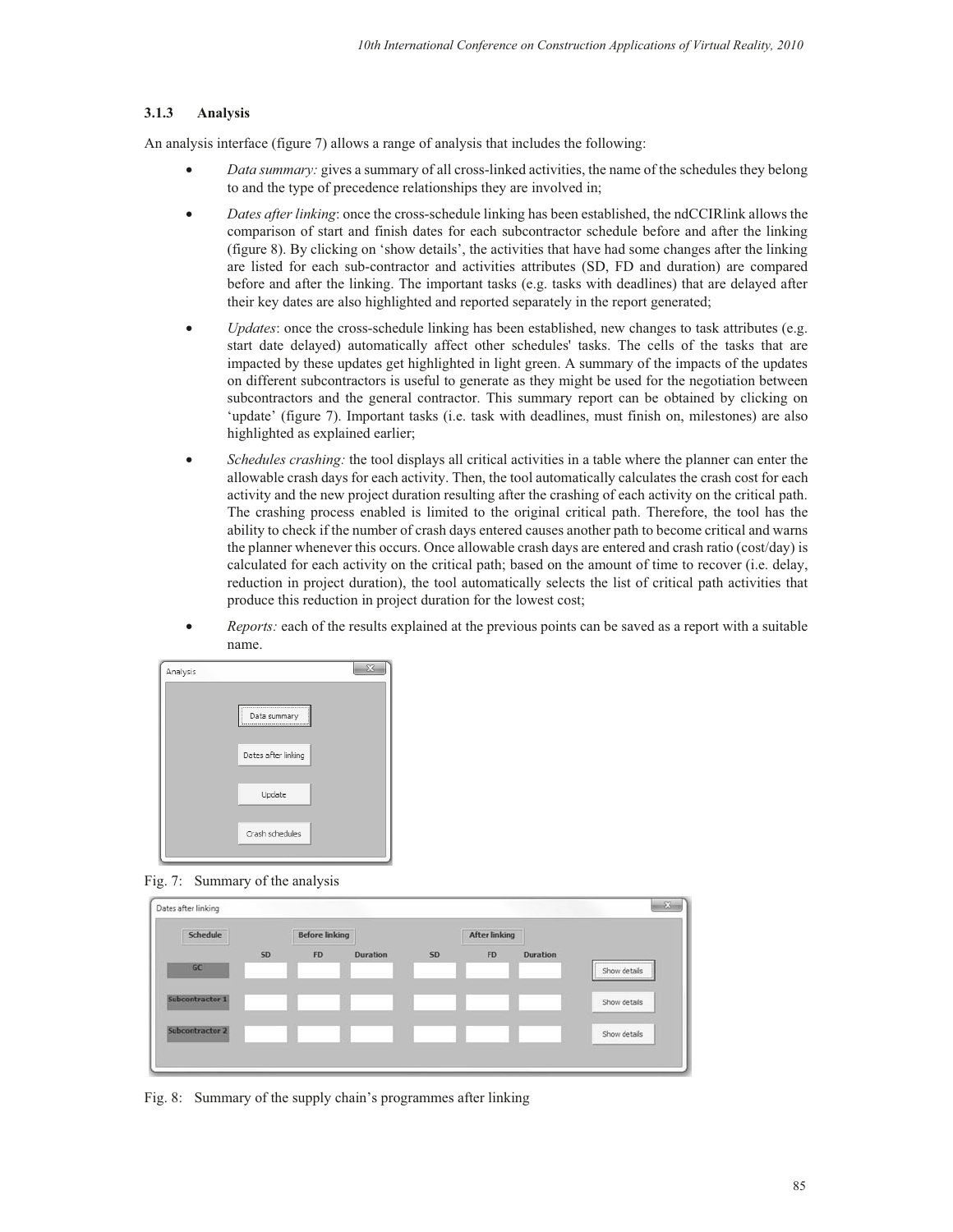### 3.1.3 Analysis

An analysis interface (figure 7) allows a range of analysis that includes the following:

- *Data summary:* gives a summary of all cross-linked activities, the name of the schedules they belong to and the type of precedence relationships they are involved in;
- *Dates after linking*: once the cross-schedule linking has been established, the ndCCIRlink allows the comparison of start and finish dates for each subcontractor schedule before and after the linking (figure 8). By clicking on 'show details', the activities that have had some changes after the linking are listed for each sub-contractor and activities attributes (SD, FD and duration) are compared before and after the linking. The important tasks (e.g. tasks with deadlines) that are delayed after their key dates are also highlighted and reported separately in the report generated;
- *Updates*: once the cross-schedule linking has been established, new changes to task attributes (e.g. start date delayed) automatically affect other schedules' tasks. The cells of the tasks that are impacted by these updates get highlighted in light green. A summary of the impacts of the updates on different subcontractors is useful to generate as they might be used for the negotiation between subcontractors and the general contractor. This summary report can be obtained by clicking on 'update' (figure 7). Important tasks (i.e. task with deadlines, must finish on, milestones) are also highlighted as explained earlier;
- *Schedules crashing:* the tool displays all critical activities in a table where the planner can enter the allowable crash days for each activity. Then, the tool automatically calculates the crash cost for each activity and the new project duration resulting after the crashing of each activity on the critical path. The crashing process enabled is limited to the original critical path. Therefore, the tool has the ability to check if the number of crash days entered causes another path to become critical and warns the planner whenever this occurs. Once allowable crash days are entered and crash ratio (cost/day) is calculated for each activity on the critical path; based on the amount of time to recover (i.e. delay, reduction in project duration), the tool automatically selects the list of critical path activities that produce this reduction in project duration for the lowest cost;
- *Reports:* each of the results explained at the previous points can be saved as a report with a suitable name.

Analysis

Data summary

Dates after linking

Update

Crash schedules

Fig. 7: Summary of the analysis

Dates after linking

Schedule

Before linking

After linking

SD FD Duration SD FD Duration

GC

Subcontractor 1

Subcontractor 2

Show details

Show details

Show details

Fig. 8: Summary of the supply chain's programmes after linking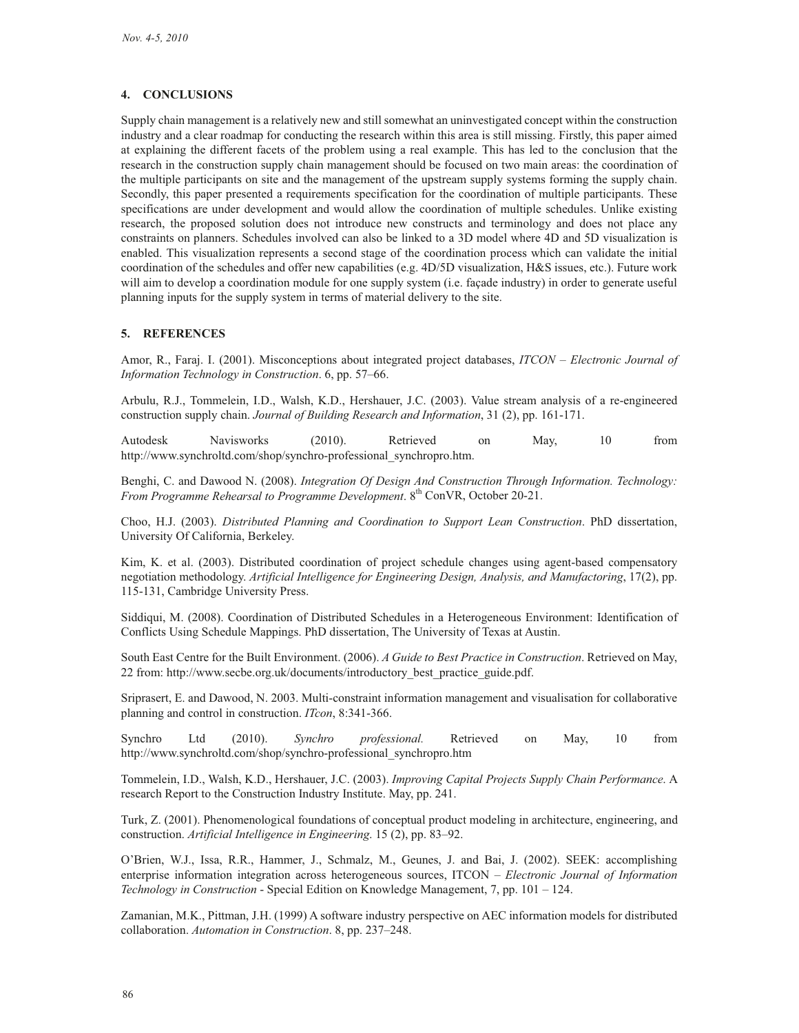## 4. CONCLUSIONS

Supply chain management is a relatively new and still somewhat an uninvestigated concept within the construction industry and a clear roadmap for conducting the research within this area is still missing. Firstly, this paper aimed at explaining the different facets of the problem using a real example. This has led to the conclusion that the research in the construction supply chain management should be focused on two main areas: the coordination of the multiple participants on site and the management of the upstream supply systems forming the supply chain. Secondly, this paper presented a requirements specification for the coordination of multiple participants. These specifications are under development and would allow the coordination of multiple schedules. Unlike existing research, the proposed solution does not introduce new constructs and terminology and does not place any constraints on planners. Schedules involved can also be linked to a 3D model where 4D and 5D visualization is enabled. This visualization represents a second stage of the coordination process which can validate the initial coordination of the schedules and offer new capabilities (e.g. 4D/5D visualization, H&S issues, etc.). Future work will aim to develop a coordination module for one supply system (i.e. façade industry) in order to generate useful planning inputs for the supply system in terms of material delivery to the site.

## 5. REFERENCES

Amor, R., Faraj. I. (2001). Misconceptions about integrated project databases, *ITCON – Electronic Journal of Information Technology in Construction*. 6, pp. 57–66.

Arbulu, R.J., Tommelein, I.D., Walsh, K.D., Hershauer, J.C. (2003). Value stream analysis of a re-engineered construction supply chain. *Journal of Building Research and Information*, 31 (2), pp. 161-171.

Autodesk Navisworks (2010). Retrieved on May, 10 from http://www.synchroltd.com/shop/synchro-professional_synchropro.htm.

Benghi, C. and Dawood N. (2008). *Integration Of Design And Construction Through Information. Technology: From Programme Rehearsal to Programme Development*. 8th ConVR, October 20-21.

Choo, H.J. (2003). *Distributed Planning and Coordination to Support Lean Construction*. PhD dissertation, University Of California, Berkeley.

Kim, K. et al. (2003). Distributed coordination of project schedule changes using agent-based compensatory negotiation methodology. *Artificial Intelligence for Engineering Design, Analysis, and Manufactoring*, 17(2), pp. 115-131, Cambridge University Press.

Siddiqui, M. (2008). Coordination of Distributed Schedules in a Heterogeneous Environment: Identification of Conflicts Using Schedule Mappings. PhD dissertation, The University of Texas at Austin.

South East Centre for the Built Environment. (2006). *A Guide to Best Practice in Construction*. Retrieved on May, 22 from: http://www.secbe.org.uk/documents/introductory_best_practice_guide.pdf.

Sriprasert, E. and Dawood, N. 2003. Multi-constraint information management and visualisation for collaborative planning and control in construction. *ITcon*, 8:341-366.

Synchro Ltd (2010). *Synchro professional.* Retrieved on May, 10 from http://www.synchroltd.com/shop/synchro-professional_synchropro.htm

Tommelein, I.D., Walsh, K.D., Hershauer, J.C. (2003). *Improving Capital Projects Supply Chain Performance*. A research Report to the Construction Industry Institute. May, pp. 241.

Turk, Z. (2001). Phenomenological foundations of conceptual product modeling in architecture, engineering, and construction. *Artificial Intelligence in Engineering.* 15 (2), pp. 83–92.

O'Brien, W.J., Issa, R.R., Hammer, J., Schmalz, M., Geunes, J. and Bai, J. (2002). SEEK: accomplishing enterprise information integration across heterogeneous sources, ITCON – *Electronic Journal of Information Technology in Construction* - Special Edition on Knowledge Management, 7, pp. 101 – 124.

Zamanian, M.K., Pittman, J.H. (1999) A software industry perspective on AEC information models for distributed collaboration. *Automation in Construction*. 8, pp. 237–248.